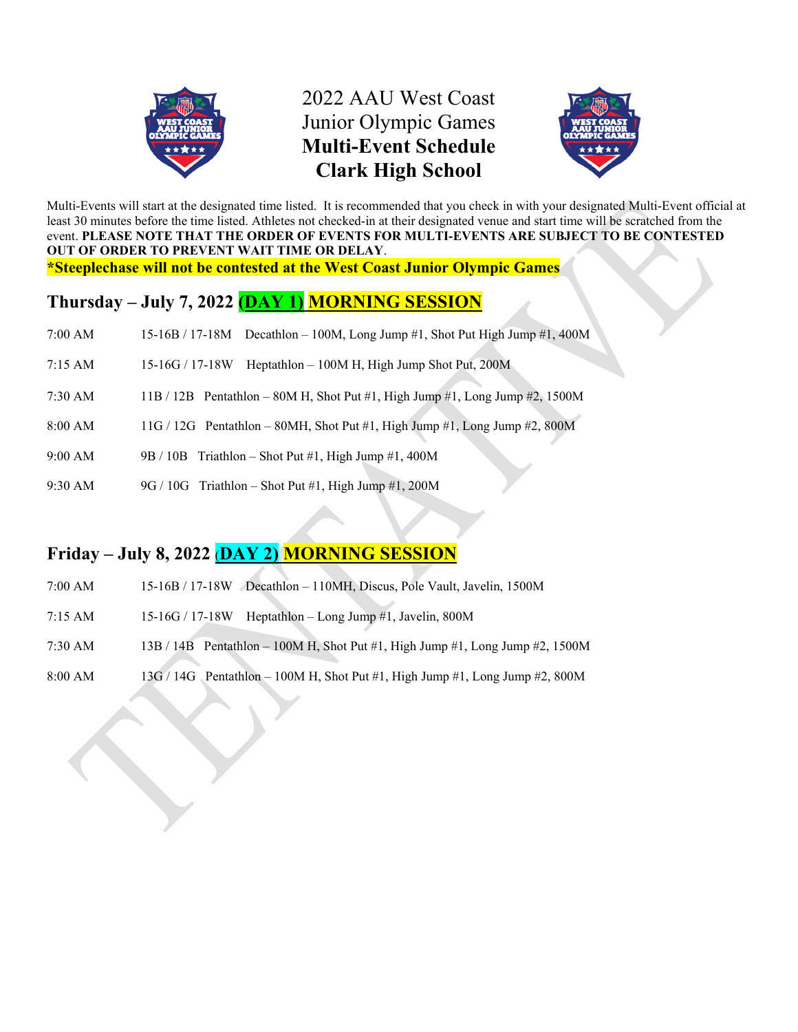# 2022 AAU West Coast Junior Olympic Games

# **Multi-Event Schedule**

# **Clark High School**

Multi-Events will start at the designated time listed. It is recommended that you check in with your designated Multi-Event official at least 30 minutes before the time listed. Athletes not checked-in at their designated venue and start time will be scratched from the event. **PLEASE NOTE THAT THE ORDER OF EVENTS FOR MULTI-EVENTS ARE SUBJECT TO BE CONTESTED OUT OF ORDER TO PREVENT WAIT TIME OR DELAY**.

**\*Steeplechase will not be contested at the West Coast Junior Olympic Games**

## Thursday – July 7, 2022 (DAY 1) MORNING SESSION

7:00 AM 15-16B / 17-18M Decathlon – 100M, Long Jump #1, Shot Put High Jump #1, 400M

7:15 AM 15-16G / 17-18W Heptathlon – 100M H, High Jump Shot Put, 200M

7:30 AM 11B / 12B Pentathlon – 80M H, Shot Put #1, High Jump #1, Long Jump #2, 1500M

8:00 AM 11G / 12G Pentathlon – 80MH, Shot Put #1, High Jump #1, Long Jump #2, 800M

9:00 AM 9B / 10B Triathlon – Shot Put #1, High Jump #1, 400M

9:30 AM 9G / 10G Triathlon – Shot Put #1, High Jump #1, 200M

## Friday – July 8, 2022 (DAY 2) MORNING SESSION

7:00 AM 15-16B / 17-18W Decathlon – 110MH, Discus, Pole Vault, Javelin, 1500M

7:15 AM 15-16G / 17-18W Heptathlon – Long Jump #1, Javelin, 800M

7:30 AM 13B / 14B Pentathlon – 100M H, Shot Put #1, High Jump #1, Long Jump #2, 1500M

8:00 AM 13G / 14G Pentathlon – 100M H, Shot Put #1, High Jump #1, Long Jump #2, 800M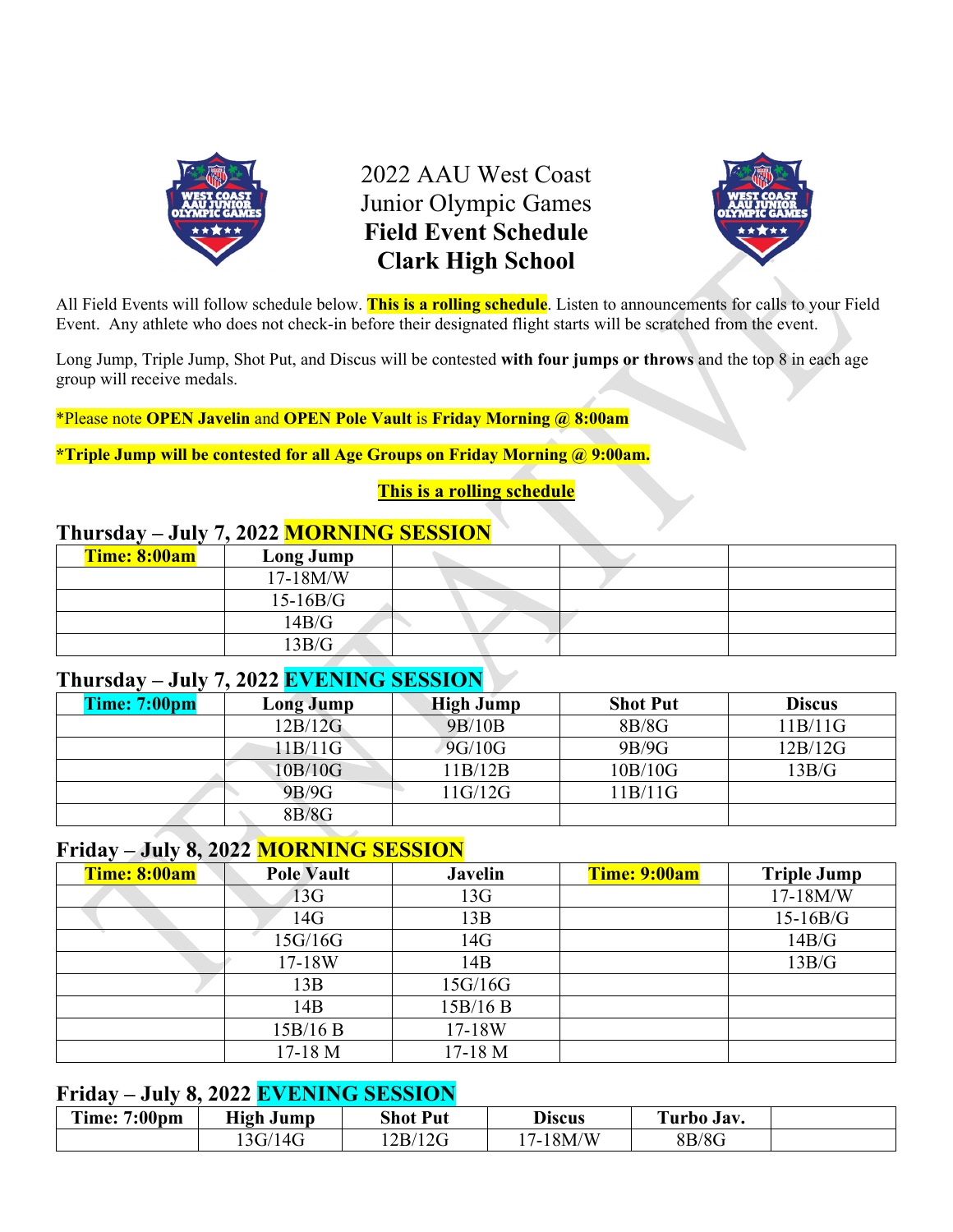# 2022 AAU West Coast Junior Olympic Games

## Field Event Schedule

## Clark High School

All Field Events will follow schedule below. **This is a rolling schedule**. Listen to announcements for calls to your Field Event. Any athlete who does not check-in before their designated flight starts will be scratched from the event.

Long Jump, Triple Jump, Shot Put, and Discus will be contested **with four jumps or throws** and the top 8 in each age group will receive medals.

*Please note **OPEN Javelin** and **OPEN Pole Vault** is **Friday Morning @ 8:00am**

***Triple Jump will be contested for all Age Groups on Friday Morning @ 9:00am.**

**This is a rolling schedule**

### Thursday – July 7, 2022 MORNING SESSION

| Time: 8:00am | Long Jump | | | |
|---|---|---|---|---|
| | 17-18M/W | | | |
| | 15-16B/G | | | |
| | 14B/G | | | |
| | 13B/G | | | |

### Thursday – July 7, 2022 EVENING SESSION

| Time: 7:00pm | Long Jump | High Jump | Shot Put | Discus |
|---|---|---|---|---|
| | 12B/12G | 9B/10B | 8B/8G | 11B/11G |
| | 11B/11G | 9G/10G | 9B/9G | 12B/12G |
| | 10B/10G | 11B/12B | 10B/10G | 13B/G |
| | 9B/9G | 11G/12G | 11B/11G | |
| | 8B/8G | | | |

### Friday – July 8, 2022 MORNING SESSION

| Time: 8:00am | Pole Vault | Javelin | Time: 9:00am | Triple Jump |
|---|---|---|---|---|
| | 13G | 13G | | 17-18M/W |
| | 14G | 13B | | 15-16B/G |
| | 15G/16G | 14G | | 14B/G |
| | 17-18W | 14B | | 13B/G |
| | 13B | 15G/16G | | |
| | 14B | 15B/16 B | | |
| | 15B/16 B | 17-18W | | |
| | 17-18 M | 17-18 M | | |

### Friday – July 8, 2022 EVENING SESSION

| Time: 7:00pm | High Jump | Shot Put | Discus | Turbo Jav. | |
|---|---|---|---|---|---|
| | 13G/14G | 12B/12G | 17-18M/W | 8B/8G | |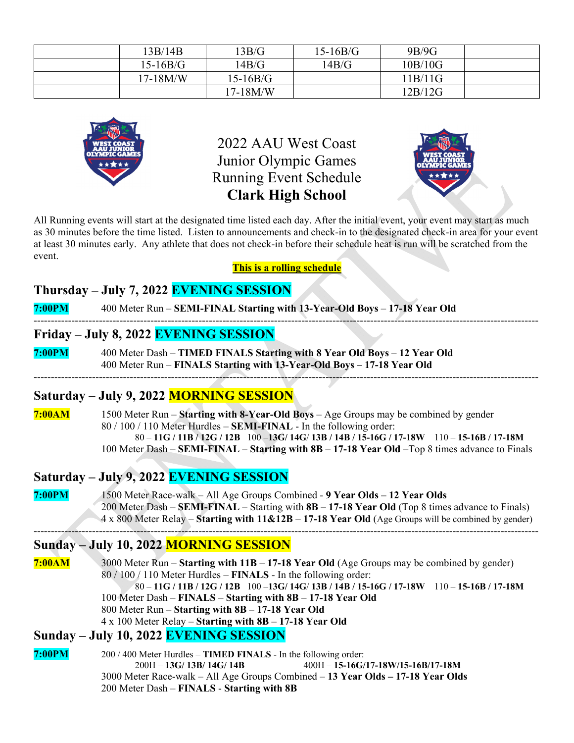|  | 13B/14B | 13B/G | 15-16B/G | 9B/9G |  |
|---|---|---|---|---|---|
|  | 15-16B/G | 14B/G | 14B/G | 10B/10G |  |
|  | 17-18M/W | 15-16B/G |  | 11B/11G |  |
|  |  | 17-18M/W |  | 12B/12G |  |

# 2022 AAU West Coast Junior Olympic Games Running Event Schedule

## Clark High School

All Running events will start at the designated time listed each day. After the initial event, your event may start as much as 30 minutes before the time listed. Listen to announcements and check-in to the designated check-in area for your event at least 30 minutes early. Any athlete that does not check-in before their schedule heat is run will be scratched from the event.

**This is a rolling schedule**

## Thursday – July 7, 2022 EVENING SESSION

**7:00PM** 400 Meter Run – **SEMI-FINAL Starting with 13-Year-Old Boys** – **17-18 Year Old**

---

## Friday – July 8, 2022 EVENING SESSION

**7:00PM** 400 Meter Dash – **TIMED FINALS Starting with 8 Year Old Boys** – **12 Year Old**
400 Meter Run – **FINALS Starting with 13-Year-Old Boys – 17-18 Year Old**

---

## Saturday – July 9, 2022 MORNING SESSION

**7:00AM** 1500 Meter Run – **Starting with 8-Year-Old Boys** – Age Groups may be combined by gender
80 / 100 / 110 Meter Hurdles – **SEMI-FINAL** - In the following order:
80 – **11G / 11B / 12G / 12B** 100 –**13G/ 14G/ 13B / 14B / 15-16G / 17-18W** 110 – **15-16B / 17-18M**
100 Meter Dash – **SEMI-FINAL** – **Starting with 8B** – **17-18 Year Old** –Top 8 times advance to Finals

## Saturday – July 9, 2022 EVENING SESSION

**7:00PM** 1500 Meter Race-walk – All Age Groups Combined - **9 Year Olds – 12 Year Olds**
200 Meter Dash – **SEMI-FINAL** – Starting with **8B – 17-18 Year Old** (Top 8 times advance to Finals)
4 x 800 Meter Relay – **Starting with 11&12B** – **17-18 Year Old** (Age Groups will be combined by gender)

---

## Sunday – July 10, 2022 MORNING SESSION

**7:00AM** 3000 Meter Run – **Starting with 11B** – **17-18 Year Old** (Age Groups may be combined by gender)
80 / 100 / 110 Meter Hurdles – **FINALS** - In the following order:
80 – **11G / 11B / 12G / 12B** 100 –**13G/ 14G/ 13B / 14B / 15-16G / 17-18W** 110 – **15-16B / 17-18M**
100 Meter Dash – **FINALS** – **Starting with 8B** – **17-18 Year Old**
800 Meter Run – **Starting with 8B** – **17-18 Year Old**
4 x 100 Meter Relay – **Starting with 8B** – **17-18 Year Old**

## Sunday – July 10, 2022 EVENING SESSION

**7:00PM** 200 / 400 Meter Hurdles – **TIMED FINALS** - In the following order:
200H – **13G/ 13B/ 14G/ 14B** 400H – **15-16G/17-18W/15-16B/17-18M**
3000 Meter Race-walk – All Age Groups Combined – **13 Year Olds – 17-18 Year Olds**
200 Meter Dash – **FINALS** - **Starting with 8B**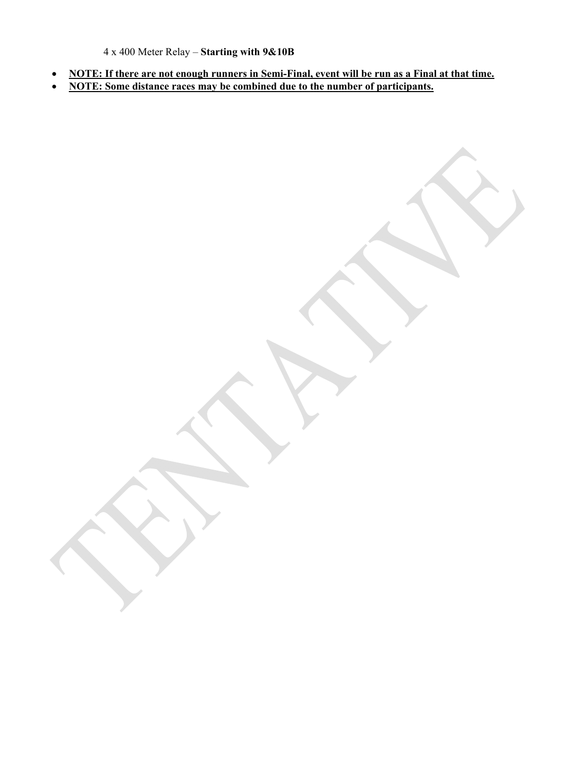4 x 400 Meter Relay – **Starting with 9&10B**

- **NOTE: If there are not enough runners in Semi-Final, event will be run as a Final at that time.**
- **NOTE: Some distance races may be combined due to the number of participants.**

TENTATIVE